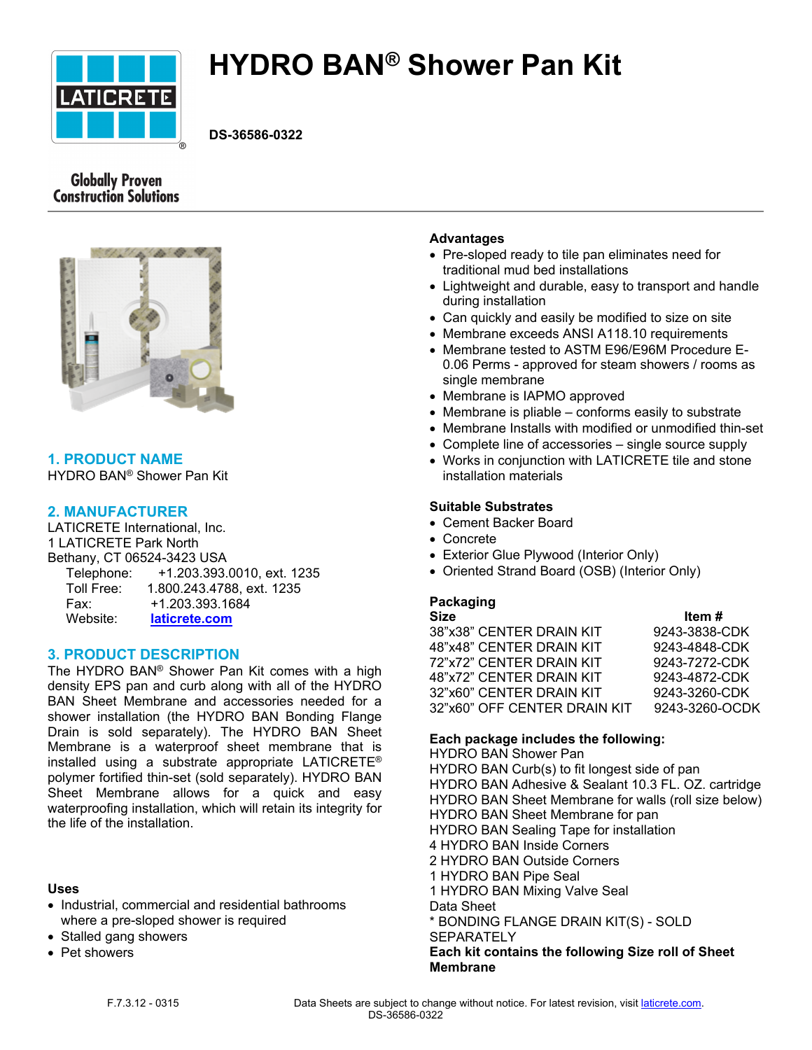# HYDRO BAN® Shower Pan Kit

**DS-36586-0322**

Globally Proven Construction Solutions

## 1. PRODUCT NAME

HYDRO BAN® Shower Pan Kit

## 2. MANUFACTURER

LATICRETE International, Inc.
1 LATICRETE Park North
Bethany, CT 06524-3423 USA

| | |
|---|---|
| Telephone: | +1.203.393.0010, ext. 1235 |
| Toll Free: | 1.800.243.4788, ext. 1235 |
| Fax: | +1.203.393.1684 |
| Website: | laticrete.com |

## 3. PRODUCT DESCRIPTION

The HYDRO BAN® Shower Pan Kit comes with a high density EPS pan and curb along with all of the HYDRO BAN Sheet Membrane and accessories needed for a shower installation (the HYDRO BAN Bonding Flange Drain is sold separately). The HYDRO BAN Sheet Membrane is a waterproof sheet membrane that is installed using a substrate appropriate LATICRETE® polymer fortified thin-set (sold separately). HYDRO BAN Sheet Membrane allows for a quick and easy waterproofing installation, which will retain its integrity for the life of the installation.

### Uses

- Industrial, commercial and residential bathrooms where a pre-sloped shower is required
- Stalled gang showers
- Pet showers

### Advantages

- Pre-sloped ready to tile pan eliminates need for traditional mud bed installations
- Lightweight and durable, easy to transport and handle during installation
- Can quickly and easily be modified to size on site
- Membrane exceeds ANSI A118.10 requirements
- Membrane tested to ASTM E96/E96M Procedure E-0.06 Perms - approved for steam showers / rooms as single membrane
- Membrane is IAPMO approved
- Membrane is pliable – conforms easily to substrate
- Membrane Installs with modified or unmodified thin-set
- Complete line of accessories – single source supply
- Works in conjunction with LATICRETE tile and stone installation materials

### Suitable Substrates

- Cement Backer Board
- Concrete
- Exterior Glue Plywood (Interior Only)
- Oriented Strand Board (OSB) (Interior Only)

### Packaging

| Size | Item # |
|---|---|
| 38"x38" CENTER DRAIN KIT | 9243-3838-CDK |
| 48"x48" CENTER DRAIN KIT | 9243-4848-CDK |
| 72"x72" CENTER DRAIN KIT | 9243-7272-CDK |
| 48"x72" CENTER DRAIN KIT | 9243-4872-CDK |
| 32"x60" CENTER DRAIN KIT | 9243-3260-CDK |
| 32"x60" OFF CENTER DRAIN KIT | 9243-3260-OCDK |

**Each package includes the following:**

HYDRO BAN Shower Pan
HYDRO BAN Curb(s) to fit longest side of pan
HYDRO BAN Adhesive & Sealant 10.3 FL. OZ. cartridge
HYDRO BAN Sheet Membrane for walls (roll size below)
HYDRO BAN Sheet Membrane for pan
HYDRO BAN Sealing Tape for installation
4 HYDRO BAN Inside Corners
2 HYDRO BAN Outside Corners
1 HYDRO BAN Pipe Seal
1 HYDRO BAN Mixing Valve Seal
Data Sheet
* BONDING FLANGE DRAIN KIT(S) - SOLD SEPARATELY

**Each kit contains the following Size roll of Sheet Membrane**

F.7.3.12 - 0315

Data Sheets are subject to change without notice. For latest revision, visit laticrete.com.
DS-36586-0322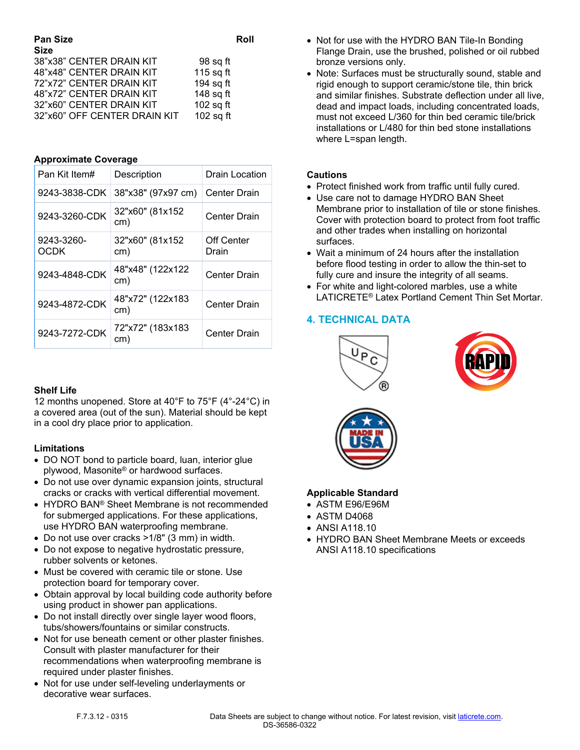| Pan Size | Roll Size |
|---|---|
| 38"x38" CENTER DRAIN KIT | 98 sq ft |
| 48"x48" CENTER DRAIN KIT | 115 sq ft |
| 72"x72" CENTER DRAIN KIT | 194 sq ft |
| 48"x72" CENTER DRAIN KIT | 148 sq ft |
| 32"x60" CENTER DRAIN KIT | 102 sq ft |
| 32"x60" OFF CENTER DRAIN KIT | 102 sq ft |

**Approximate Coverage**

| Pan Kit Item# | Description | Drain Location |
|---|---|---|
| 9243-3838-CDK | 38"x38" (97x97 cm) | Center Drain |
| 9243-3260-CDK | 32"x60" (81x152 cm) | Center Drain |
| 9243-3260-OCDK | 32"x60" (81x152 cm) | Off Center Drain |
| 9243-4848-CDK | 48"x48" (122x122 cm) | Center Drain |
| 9243-4872-CDK | 48"x72" (122x183 cm) | Center Drain |
| 9243-7272-CDK | 72"x72" (183x183 cm) | Center Drain |

**Shelf Life**

12 months unopened. Store at 40°F to 75°F (4°-24°C) in a covered area (out of the sun). Material should be kept in a cool dry place prior to application.

**Limitations**

- DO NOT bond to particle board, luan, interior glue plywood, Masonite® or hardwood surfaces.
- Do not use over dynamic expansion joints, structural cracks or cracks with vertical differential movement.
- HYDRO BAN® Sheet Membrane is not recommended for submerged applications. For these applications, use HYDRO BAN waterproofing membrane.
- Do not use over cracks >1/8" (3 mm) in width.
- Do not expose to negative hydrostatic pressure, rubber solvents or ketones.
- Must be covered with ceramic tile or stone. Use protection board for temporary cover.
- Obtain approval by local building code authority before using product in shower pan applications.
- Do not install directly over single layer wood floors, tubs/showers/fountains or similar constructs.
- Not for use beneath cement or other plaster finishes. Consult with plaster manufacturer for their recommendations when waterproofing membrane is required under plaster finishes.
- Not for use under self-leveling underlayments or decorative wear surfaces.
- Not for use with the HYDRO BAN Tile-In Bonding Flange Drain, use the brushed, polished or oil rubbed bronze versions only.
- Note: Surfaces must be structurally sound, stable and rigid enough to support ceramic/stone tile, thin brick and similar finishes. Substrate deflection under all live, dead and impact loads, including concentrated loads, must not exceed L/360 for thin bed ceramic tile/brick installations or L/480 for thin bed stone installations where L=span length.

**Cautions**

- Protect finished work from traffic until fully cured.
- Use care not to damage HYDRO BAN Sheet Membrane prior to installation of tile or stone finishes. Cover with protection board to protect from foot traffic and other trades when installing on horizontal surfaces.
- Wait a minimum of 24 hours after the installation before flood testing in order to allow the thin-set to fully cure and insure the integrity of all seams.
- For white and light-colored marbles, use a white LATICRETE® Latex Portland Cement Thin Set Mortar.

## 4. TECHNICAL DATA

**Applicable Standard**

- ASTM E96/E96M
- ASTM D4068
- ANSI A118.10
- HYDRO BAN Sheet Membrane Meets or exceeds ANSI A118.10 specifications

F.7.3.12 - 0315

Data Sheets are subject to change without notice. For latest revision, visit laticrete.com.
DS-36586-0322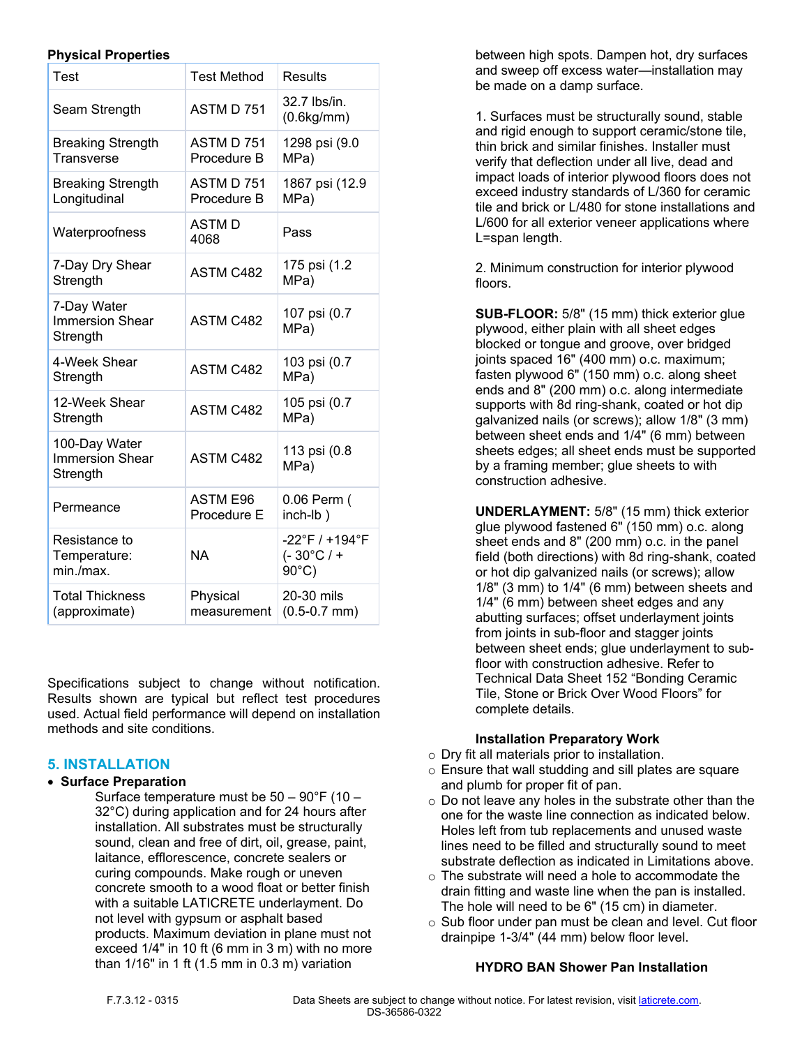**Physical Properties**

| Test | Test Method | Results |
| --- | --- | --- |
| Seam Strength | ASTM D 751 | 32.7 lbs/in. (0.6kg/mm) |
| Breaking Strength Transverse | ASTM D 751 Procedure B | 1298 psi (9.0 MPa) |
| Breaking Strength Longitudinal | ASTM D 751 Procedure B | 1867 psi (12.9 MPa) |
| Waterproofness | ASTM D 4068 | Pass |
| 7-Day Dry Shear Strength | ASTM C482 | 175 psi (1.2 MPa) |
| 7-Day Water Immersion Shear Strength | ASTM C482 | 107 psi (0.7 MPa) |
| 4-Week Shear Strength | ASTM C482 | 103 psi (0.7 MPa) |
| 12-Week Shear Strength | ASTM C482 | 105 psi (0.7 MPa) |
| 100-Day Water Immersion Shear Strength | ASTM C482 | 113 psi (0.8 MPa) |
| Permeance | ASTM E96 Procedure E | 0.06 Perm ( inch-lb ) |
| Resistance to Temperature: min./max. | NA | -22°F / +194°F (- 30°C / + 90°C) |
| Total Thickness (approximate) | Physical measurement | 20-30 mils (0.5-0.7 mm) |

Specifications subject to change without notification. Results shown are typical but reflect test procedures used. Actual field performance will depend on installation methods and site conditions.

## 5. INSTALLATION

- **Surface Preparation**

  Surface temperature must be 50 – 90°F (10 – 32°C) during application and for 24 hours after installation. All substrates must be structurally sound, clean and free of dirt, oil, grease, paint, laitance, efflorescence, concrete sealers or curing compounds. Make rough or uneven concrete smooth to a wood float or better finish with a suitable LATICRETE underlayment. Do not level with gypsum or asphalt based products. Maximum deviation in plane must not exceed 1/4" in 10 ft (6 mm in 3 m) with no more than 1/16" in 1 ft (1.5 mm in 0.3 m) variation between high spots. Dampen hot, dry surfaces and sweep off excess water—installation may be made on a damp surface.

  1. Surfaces must be structurally sound, stable and rigid enough to support ceramic/stone tile, thin brick and similar finishes. Installer must verify that deflection under all live, dead and impact loads of interior plywood floors does not exceed industry standards of L/360 for ceramic tile and brick or L/480 for stone installations and L/600 for all exterior veneer applications where L=span length.

  2. Minimum construction for interior plywood floors.

  **SUB-FLOOR:** 5/8" (15 mm) thick exterior glue plywood, either plain with all sheet edges blocked or tongue and groove, over bridged joints spaced 16" (400 mm) o.c. maximum; fasten plywood 6" (150 mm) o.c. along sheet ends and 8" (200 mm) o.c. along intermediate supports with 8d ring-shank, coated or hot dip galvanized nails (or screws); allow 1/8" (3 mm) between sheet ends and 1/4" (6 mm) between sheets edges; all sheet ends must be supported by a framing member; glue sheets to with construction adhesive.

  **UNDERLAYMENT:** 5/8" (15 mm) thick exterior glue plywood fastened 6" (150 mm) o.c. along sheet ends and 8" (200 mm) o.c. in the panel field (both directions) with 8d ring-shank, coated or hot dip galvanized nails (or screws); allow 1/8" (3 mm) to 1/4" (6 mm) between sheets and 1/4" (6 mm) between sheet edges and any abutting surfaces; offset underlayment joints from joints in sub-floor and stagger joints between sheet ends; glue underlayment to sub-floor with construction adhesive. Refer to Technical Data Sheet 152 "Bonding Ceramic Tile, Stone or Brick Over Wood Floors" for complete details.

  **Installation Preparatory Work**

  - Dry fit all materials prior to installation.
  - Ensure that wall studding and sill plates are square and plumb for proper fit of pan.
  - Do not leave any holes in the substrate other than the one for the waste line connection as indicated below. Holes left from tub replacements and unused waste lines need to be filled and structurally sound to meet substrate deflection as indicated in Limitations above.
  - The substrate will need a hole to accommodate the drain fitting and waste line when the pan is installed. The hole will need to be 6" (15 cm) in diameter.
  - Sub floor under pan must be clean and level. Cut floor drainpipe 1-3/4" (44 mm) below floor level.

  **HYDRO BAN Shower Pan Installation**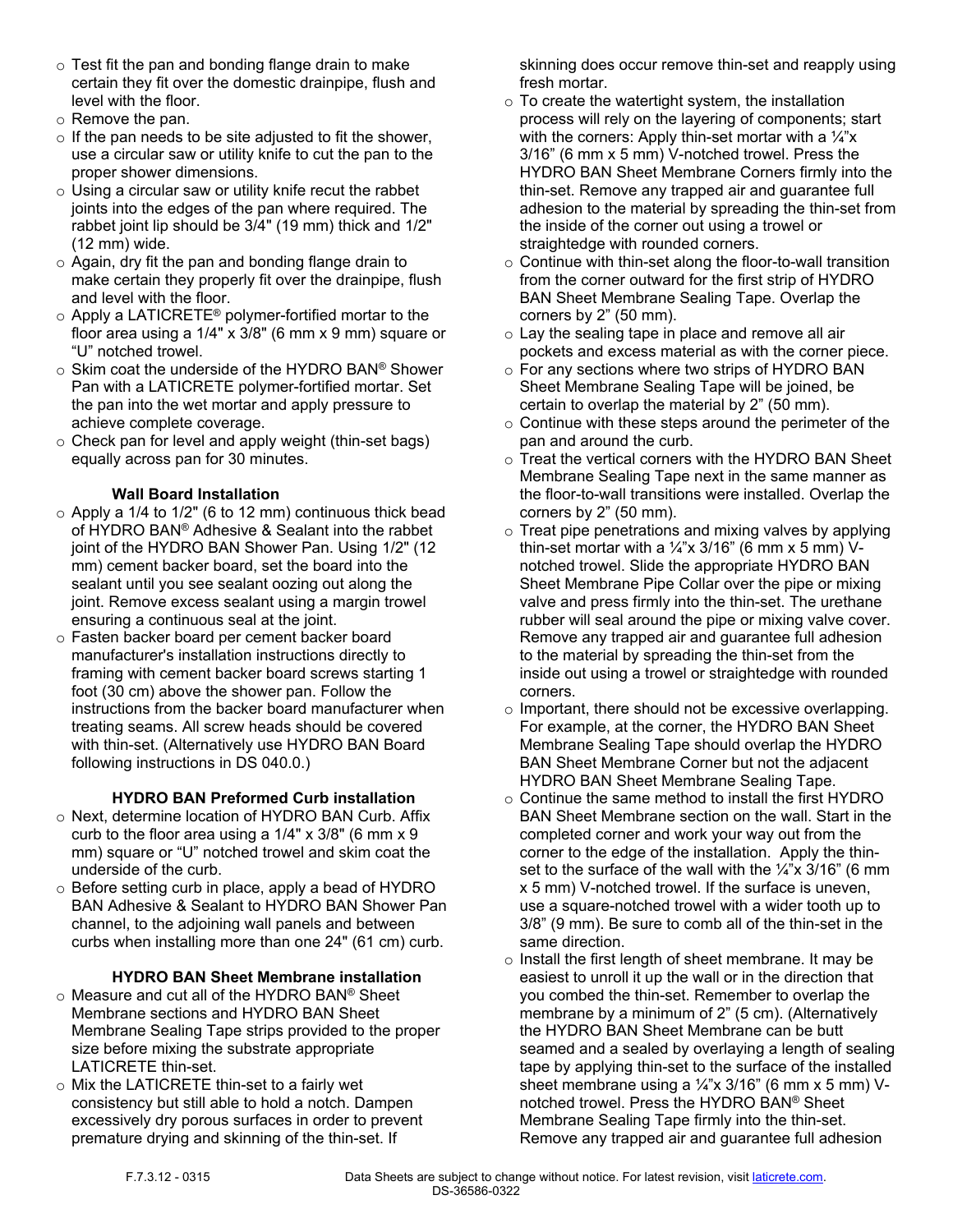- Test fit the pan and bonding flange drain to make certain they fit over the domestic drainpipe, flush and level with the floor.
- Remove the pan.
- If the pan needs to be site adjusted to fit the shower, use a circular saw or utility knife to cut the pan to the proper shower dimensions.
- Using a circular saw or utility knife recut the rabbet joints into the edges of the pan where required. The rabbet joint lip should be 3/4" (19 mm) thick and 1/2" (12 mm) wide.
- Again, dry fit the pan and bonding flange drain to make certain they properly fit over the drainpipe, flush and level with the floor.
- Apply a LATICRETE® polymer-fortified mortar to the floor area using a 1/4" x 3/8" (6 mm x 9 mm) square or "U" notched trowel.
- Skim coat the underside of the HYDRO BAN® Shower Pan with a LATICRETE polymer-fortified mortar. Set the pan into the wet mortar and apply pressure to achieve complete coverage.
- Check pan for level and apply weight (thin-set bags) equally across pan for 30 minutes.

**Wall Board Installation**

- Apply a 1/4 to 1/2" (6 to 12 mm) continuous thick bead of HYDRO BAN® Adhesive & Sealant into the rabbet joint of the HYDRO BAN Shower Pan. Using 1/2" (12 mm) cement backer board, set the board into the sealant until you see sealant oozing out along the joint. Remove excess sealant using a margin trowel ensuring a continuous seal at the joint.
- Fasten backer board per cement backer board manufacturer's installation instructions directly to framing with cement backer board screws starting 1 foot (30 cm) above the shower pan. Follow the instructions from the backer board manufacturer when treating seams. All screw heads should be covered with thin-set. (Alternatively use HYDRO BAN Board following instructions in DS 040.0.)

**HYDRO BAN Preformed Curb installation**

- Next, determine location of HYDRO BAN Curb. Affix curb to the floor area using a 1/4" x 3/8" (6 mm x 9 mm) square or "U" notched trowel and skim coat the underside of the curb.
- Before setting curb in place, apply a bead of HYDRO BAN Adhesive & Sealant to HYDRO BAN Shower Pan channel, to the adjoining wall panels and between curbs when installing more than one 24" (61 cm) curb.

**HYDRO BAN Sheet Membrane installation**

- Measure and cut all of the HYDRO BAN® Sheet Membrane sections and HYDRO BAN Sheet Membrane Sealing Tape strips provided to the proper size before mixing the substrate appropriate LATICRETE thin-set.
- Mix the LATICRETE thin-set to a fairly wet consistency but still able to hold a notch. Dampen excessively dry porous surfaces in order to prevent premature drying and skinning of the thin-set. If skinning does occur remove thin-set and reapply using fresh mortar.
- To create the watertight system, the installation process will rely on the layering of components; start with the corners: Apply thin-set mortar with a ¼"x 3/16" (6 mm x 5 mm) V-notched trowel. Press the HYDRO BAN Sheet Membrane Corners firmly into the thin-set. Remove any trapped air and guarantee full adhesion to the material by spreading the thin-set from the inside of the corner out using a trowel or straightedge with rounded corners.
- Continue with thin-set along the floor-to-wall transition from the corner outward for the first strip of HYDRO BAN Sheet Membrane Sealing Tape. Overlap the corners by 2" (50 mm).
- Lay the sealing tape in place and remove all air pockets and excess material as with the corner piece.
- For any sections where two strips of HYDRO BAN Sheet Membrane Sealing Tape will be joined, be certain to overlap the material by 2" (50 mm).
- Continue with these steps around the perimeter of the pan and around the curb.
- Treat the vertical corners with the HYDRO BAN Sheet Membrane Sealing Tape next in the same manner as the floor-to-wall transitions were installed. Overlap the corners by 2" (50 mm).
- Treat pipe penetrations and mixing valves by applying thin-set mortar with a ¼"x 3/16" (6 mm x 5 mm) V-notched trowel. Slide the appropriate HYDRO BAN Sheet Membrane Pipe Collar over the pipe or mixing valve and press firmly into the thin-set. The urethane rubber will seal around the pipe or mixing valve cover. Remove any trapped air and guarantee full adhesion to the material by spreading the thin-set from the inside out using a trowel or straightedge with rounded corners.
- Important, there should not be excessive overlapping. For example, at the corner, the HYDRO BAN Sheet Membrane Sealing Tape should overlap the HYDRO BAN Sheet Membrane Corner but not the adjacent HYDRO BAN Sheet Membrane Sealing Tape.
- Continue the same method to install the first HYDRO BAN Sheet Membrane section on the wall. Start in the completed corner and work your way out from the corner to the edge of the installation. Apply the thin-set to the surface of the wall with the ¼"x 3/16" (6 mm x 5 mm) V-notched trowel. If the surface is uneven, use a square-notched trowel with a wider tooth up to 3/8" (9 mm). Be sure to comb all of the thin-set in the same direction.
- Install the first length of sheet membrane. It may be easiest to unroll it up the wall or in the direction that you combed the thin-set. Remember to overlap the membrane by a minimum of 2" (5 cm). (Alternatively the HYDRO BAN Sheet Membrane can be butt seamed and a sealed by overlaying a length of sealing tape by applying thin-set to the surface of the installed sheet membrane using a ¼"x 3/16" (6 mm x 5 mm) V-notched trowel. Press the HYDRO BAN® Sheet Membrane Sealing Tape firmly into the thin-set. Remove any trapped air and guarantee full adhesion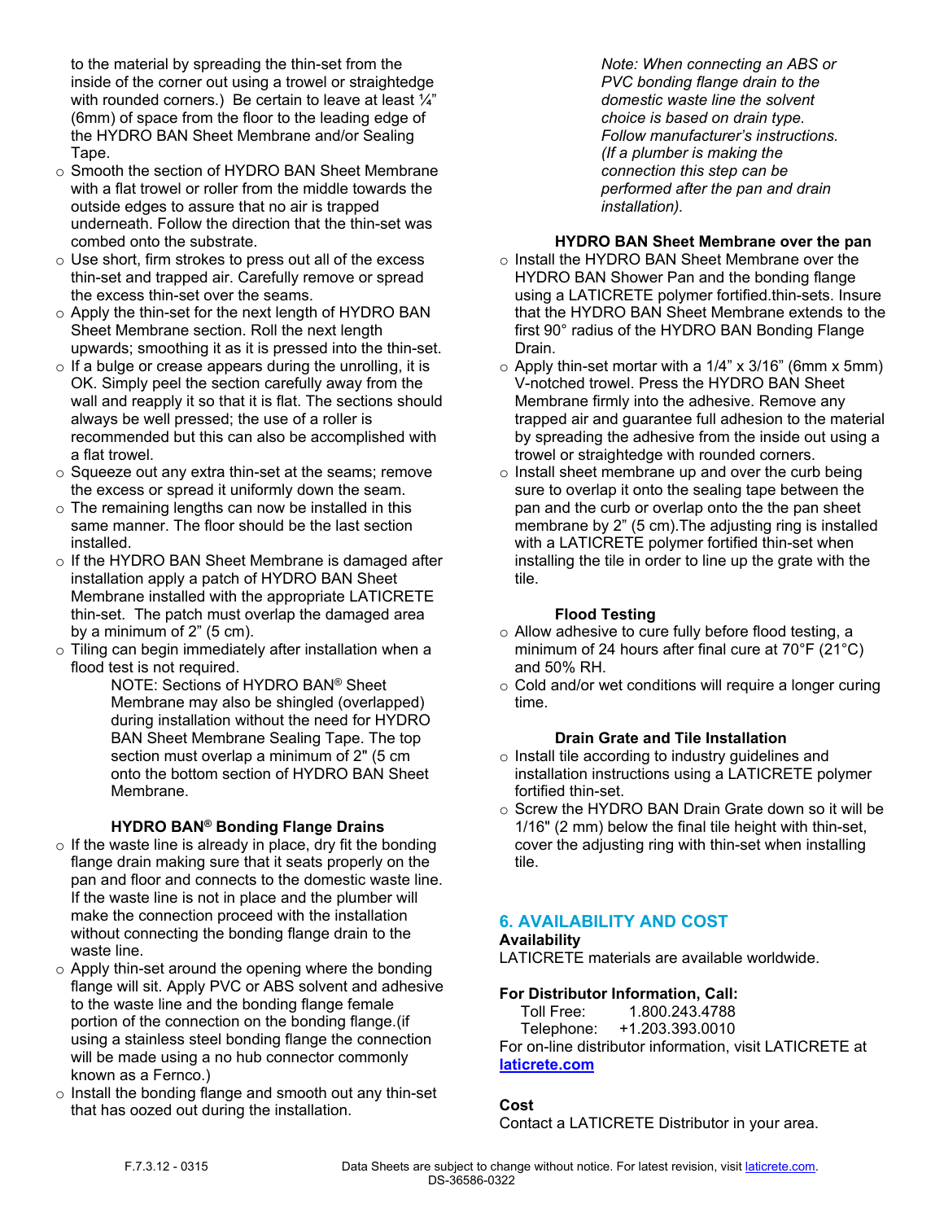to the material by spreading the thin-set from the inside of the corner out using a trowel or straightedge with rounded corners.) Be certain to leave at least ¼" (6mm) of space from the floor to the leading edge of the HYDRO BAN Sheet Membrane and/or Sealing Tape.

- Smooth the section of HYDRO BAN Sheet Membrane with a flat trowel or roller from the middle towards the outside edges to assure that no air is trapped underneath. Follow the direction that the thin-set was combed onto the substrate.
- Use short, firm strokes to press out all of the excess thin-set and trapped air. Carefully remove or spread the excess thin-set over the seams.
- Apply the thin-set for the next length of HYDRO BAN Sheet Membrane section. Roll the next length upwards; smoothing it as it is pressed into the thin-set.
- If a bulge or crease appears during the unrolling, it is OK. Simply peel the section carefully away from the wall and reapply it so that it is flat. The sections should always be well pressed; the use of a roller is recommended but this can also be accomplished with a flat trowel.
- Squeeze out any extra thin-set at the seams; remove the excess or spread it uniformly down the seam.
- The remaining lengths can now be installed in this same manner. The floor should be the last section installed.
- If the HYDRO BAN Sheet Membrane is damaged after installation apply a patch of HYDRO BAN Sheet Membrane installed with the appropriate LATICRETE thin-set. The patch must overlap the damaged area by a minimum of 2" (5 cm).
- Tiling can begin immediately after installation when a flood test is not required.

  NOTE: Sections of HYDRO BAN® Sheet Membrane may also be shingled (overlapped) during installation without the need for HYDRO BAN Sheet Membrane Sealing Tape. The top section must overlap a minimum of 2" (5 cm onto the bottom section of HYDRO BAN Sheet Membrane.

**HYDRO BAN® Bonding Flange Drains**

- If the waste line is already in place, dry fit the bonding flange drain making sure that it seats properly on the pan and floor and connects to the domestic waste line. If the waste line is not in place and the plumber will make the connection proceed with the installation without connecting the bonding flange drain to the waste line.
- Apply thin-set around the opening where the bonding flange will sit. Apply PVC or ABS solvent and adhesive to the waste line and the bonding flange female portion of the connection on the bonding flange.(if using a stainless steel bonding flange the connection will be made using a no hub connector commonly known as a Fernco.)
- Install the bonding flange and smooth out any thin-set that has oozed out during the installation.

  *Note: When connecting an ABS or PVC bonding flange drain to the domestic waste line the solvent choice is based on drain type. Follow manufacturer's instructions. (If a plumber is making the connection this step can be performed after the pan and drain installation).*

**HYDRO BAN Sheet Membrane over the pan**

- Install the HYDRO BAN Sheet Membrane over the HYDRO BAN Shower Pan and the bonding flange using a LATICRETE polymer fortified.thin-sets. Insure that the HYDRO BAN Sheet Membrane extends to the first 90° radius of the HYDRO BAN Bonding Flange Drain.
- Apply thin-set mortar with a 1/4" x 3/16" (6mm x 5mm) V-notched trowel. Press the HYDRO BAN Sheet Membrane firmly into the adhesive. Remove any trapped air and guarantee full adhesion to the material by spreading the adhesive from the inside out using a trowel or straightedge with rounded corners.
- Install sheet membrane up and over the curb being sure to overlap it onto the sealing tape between the pan and the curb or overlap onto the the pan sheet membrane by 2" (5 cm).The adjusting ring is installed with a LATICRETE polymer fortified thin-set when installing the tile in order to line up the grate with the tile.

**Flood Testing**

- Allow adhesive to cure fully before flood testing, a minimum of 24 hours after final cure at 70°F (21°C) and 50% RH.
- Cold and/or wet conditions will require a longer curing time.

**Drain Grate and Tile Installation**

- Install tile according to industry guidelines and installation instructions using a LATICRETE polymer fortified thin-set.
- Screw the HYDRO BAN Drain Grate down so it will be 1/16" (2 mm) below the final tile height with thin-set, cover the adjusting ring with thin-set when installing tile.

## 6. AVAILABILITY AND COST

**Availability**

LATICRETE materials are available worldwide.

**For Distributor Information, Call:**

Toll Free: 1.800.243.4788
Telephone: +1.203.393.0010

For on-line distributor information, visit LATICRETE at **laticrete.com**

**Cost**

Contact a LATICRETE Distributor in your area.

F.7.3.12 - 0315 Data Sheets are subject to change without notice. For latest revision, visit laticrete.com.
DS-36586-0322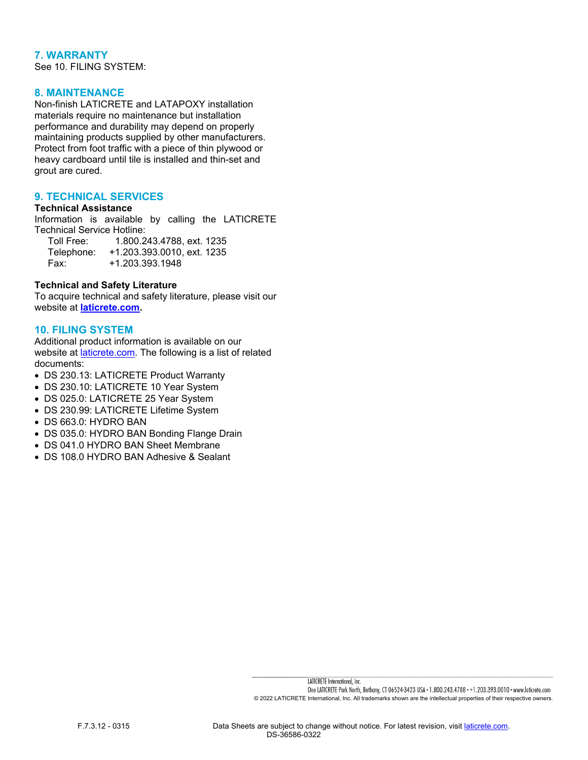## 7. WARRANTY

See 10. FILING SYSTEM:

## 8. MAINTENANCE

Non-finish LATICRETE and LATAPOXY installation materials require no maintenance but installation performance and durability may depend on properly maintaining products supplied by other manufacturers. Protect from foot traffic with a piece of thin plywood or heavy cardboard until tile is installed and thin-set and grout are cured.

## 9. TECHNICAL SERVICES

**Technical Assistance**

Information is available by calling the LATICRETE Technical Service Hotline:

Toll Free: 1.800.243.4788, ext. 1235
Telephone: +1.203.393.0010, ext. 1235
Fax: +1.203.393.1948

**Technical and Safety Literature**

To acquire technical and safety literature, please visit our website at **laticrete.com.**

## 10. FILING SYSTEM

Additional product information is available on our website at laticrete.com. The following is a list of related documents:

- DS 230.13: LATICRETE Product Warranty
- DS 230.10: LATICRETE 10 Year System
- DS 025.0: LATICRETE 25 Year System
- DS 230.99: LATICRETE Lifetime System
- DS 663.0: HYDRO BAN
- DS 035.0: HYDRO BAN Bonding Flange Drain
- DS 041.0 HYDRO BAN Sheet Membrane
- DS 108.0 HYDRO BAN Adhesive & Sealant

LATICRETE International, Inc.
One LATICRETE Park North, Bethany, CT 06524-3423 USA • 1.800.243.4788 • +1.203.393.0010 • www.laticrete.com
© 2022 LATICRETE International, Inc. All trademarks shown are the intellectual properties of their respective owners.

F.7.3.12 - 0315

Data Sheets are subject to change without notice. For latest revision, visit laticrete.com.
DS-36586-0322